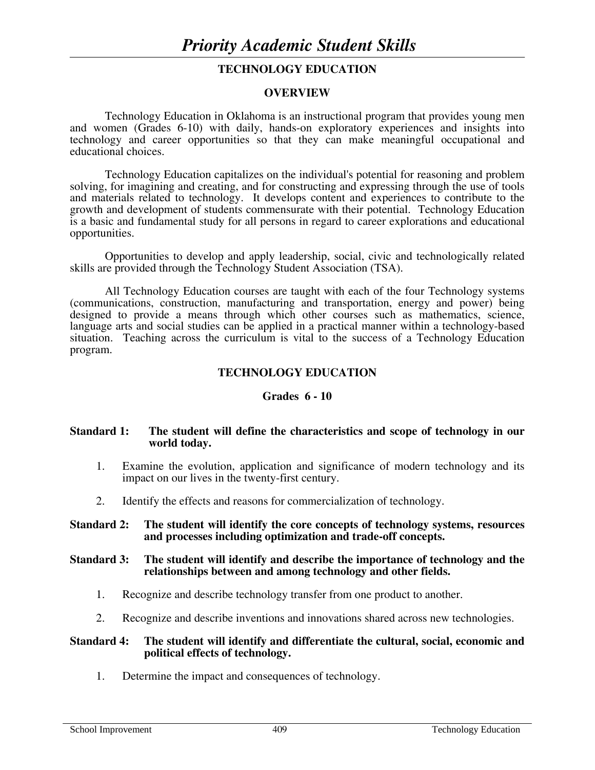# *Priority Academic Student Skills*

## TECHNOLOGY EDUCATION

### OVERVIEW

Technology Education in Oklahoma is an instructional program that provides young men and women (Grades 6-10) with daily, hands-on exploratory experiences and insights into technology and career opportunities so that they can make meaningful occupational and educational choices.

Technology Education capitalizes on the individual's potential for reasoning and problem solving, for imagining and creating, and for constructing and expressing through the use of tools and materials related to technology. It develops content and experiences to contribute to the growth and development of students commensurate with their potential. Technology Education is a basic and fundamental study for all persons in regard to career explorations and educational opportunities.

Opportunities to develop and apply leadership, social, civic and technologically related skills are provided through the Technology Student Association (TSA).

All Technology Education courses are taught with each of the four Technology systems (communications, construction, manufacturing and transportation, energy and power) being designed to provide a means through which other courses such as mathematics, science, language arts and social studies can be applied in a practical manner within a technology-based situation. Teaching across the curriculum is vital to the success of a Technology Education program.

## TECHNOLOGY EDUCATION

### Grades 6 - 10

**Standard 1: The student will define the characteristics and scope of technology in our world today.**

1. Examine the evolution, application and significance of modern technology and its impact on our lives in the twenty-first century.
2. Identify the effects and reasons for commercialization of technology.

**Standard 2: The student will identify the core concepts of technology systems, resources and processes including optimization and trade-off concepts.**

**Standard 3: The student will identify and describe the importance of technology and the relationships between and among technology and other fields.**

1. Recognize and describe technology transfer from one product to another.
2. Recognize and describe inventions and innovations shared across new technologies.

**Standard 4: The student will identify and differentiate the cultural, social, economic and political effects of technology.**

1. Determine the impact and consequences of technology.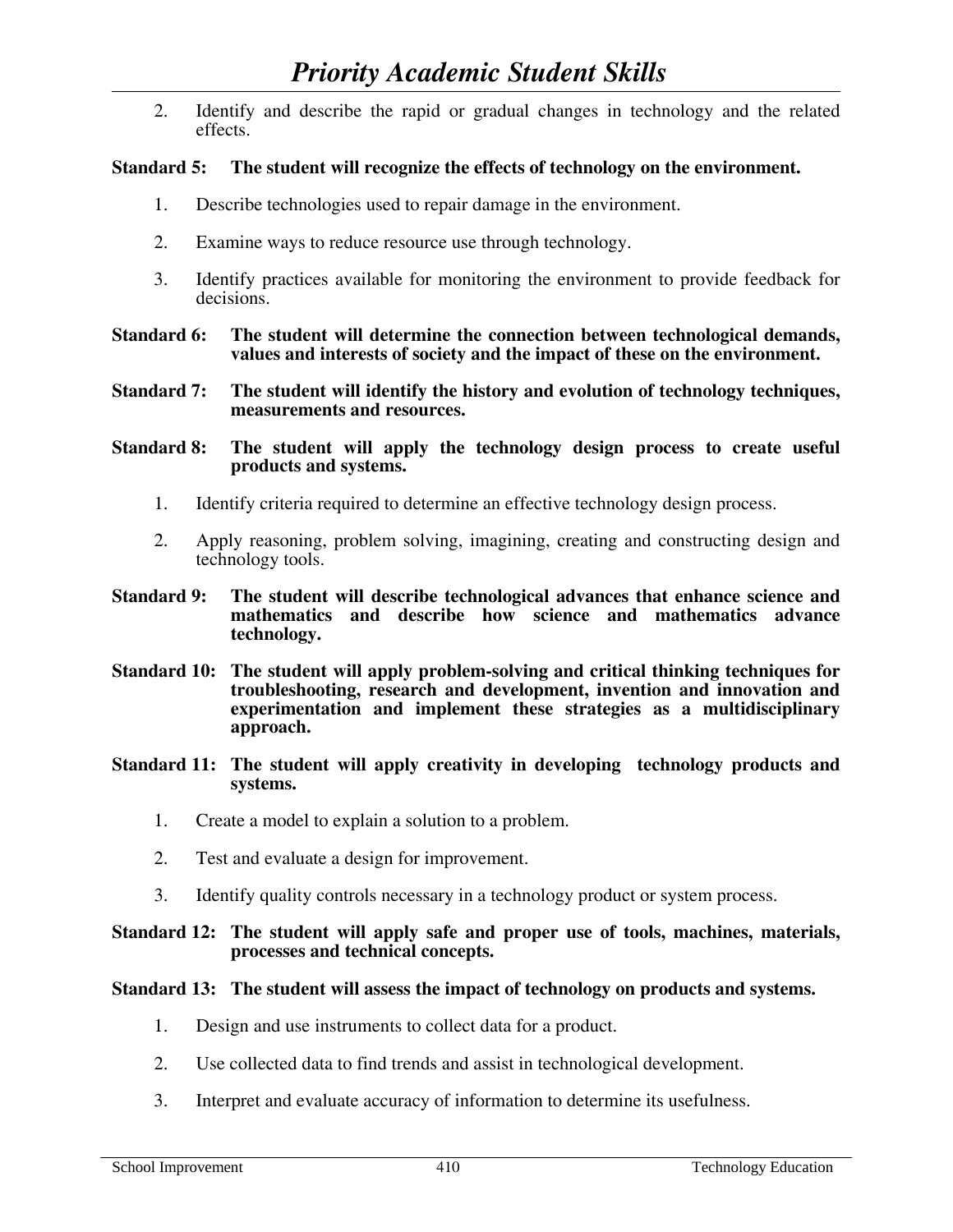2. Identify and describe the rapid or gradual changes in technology and the related effects.

**Standard 5: The student will recognize the effects of technology on the environment.**

1. Describe technologies used to repair damage in the environment.

2. Examine ways to reduce resource use through technology.

3. Identify practices available for monitoring the environment to provide feedback for decisions.

**Standard 6: The student will determine the connection between technological demands, values and interests of society and the impact of these on the environment.**

**Standard 7: The student will identify the history and evolution of technology techniques, measurements and resources.**

**Standard 8: The student will apply the technology design process to create useful products and systems.**

1. Identify criteria required to determine an effective technology design process.

2. Apply reasoning, problem solving, imagining, creating and constructing design and technology tools.

**Standard 9: The student will describe technological advances that enhance science and mathematics and describe how science and mathematics advance technology.**

**Standard 10: The student will apply problem-solving and critical thinking techniques for troubleshooting, research and development, invention and innovation and experimentation and implement these strategies as a multidisciplinary approach.**

**Standard 11: The student will apply creativity in developing technology products and systems.**

1. Create a model to explain a solution to a problem.

2. Test and evaluate a design for improvement.

3. Identify quality controls necessary in a technology product or system process.

**Standard 12: The student will apply safe and proper use of tools, machines, materials, processes and technical concepts.**

**Standard 13: The student will assess the impact of technology on products and systems.**

1. Design and use instruments to collect data for a product.

2. Use collected data to find trends and assist in technological development.

3. Interpret and evaluate accuracy of information to determine its usefulness.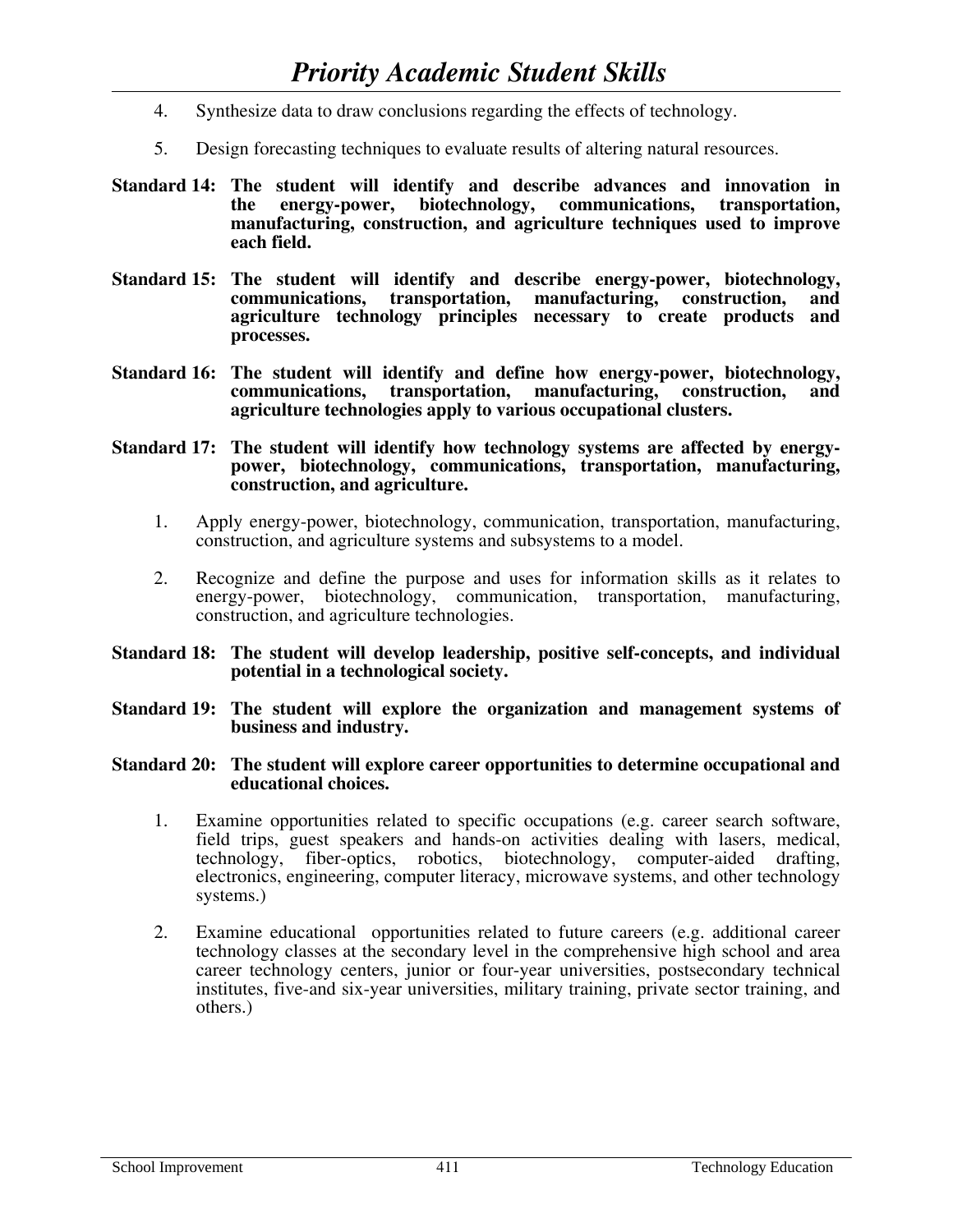4. Synthesize data to draw conclusions regarding the effects of technology.

5. Design forecasting techniques to evaluate results of altering natural resources.

**Standard 14: The student will identify and describe advances and innovation in the energy-power, biotechnology, communications, transportation, manufacturing, construction, and agriculture techniques used to improve each field.**

**Standard 15: The student will identify and describe energy-power, biotechnology, communications, transportation, manufacturing, construction, and agriculture technology principles necessary to create products and processes.**

**Standard 16: The student will identify and define how energy-power, biotechnology, communications, transportation, manufacturing, construction, and agriculture technologies apply to various occupational clusters.**

**Standard 17: The student will identify how technology systems are affected by energy-power, biotechnology, communications, transportation, manufacturing, construction, and agriculture.**

1. Apply energy-power, biotechnology, communication, transportation, manufacturing, construction, and agriculture systems and subsystems to a model.

2. Recognize and define the purpose and uses for information skills as it relates to energy-power, biotechnology, communication, transportation, manufacturing, construction, and agriculture technologies.

**Standard 18: The student will develop leadership, positive self-concepts, and individual potential in a technological society.**

**Standard 19: The student will explore the organization and management systems of business and industry.**

**Standard 20: The student will explore career opportunities to determine occupational and educational choices.**

1. Examine opportunities related to specific occupations (e.g. career search software, field trips, guest speakers and hands-on activities dealing with lasers, medical, technology, fiber-optics, robotics, biotechnology, computer-aided drafting, electronics, engineering, computer literacy, microwave systems, and other technology systems.)

2. Examine educational opportunities related to future careers (e.g. additional career technology classes at the secondary level in the comprehensive high school and area career technology centers, junior or four-year universities, postsecondary technical institutes, five-and six-year universities, military training, private sector training, and others.)